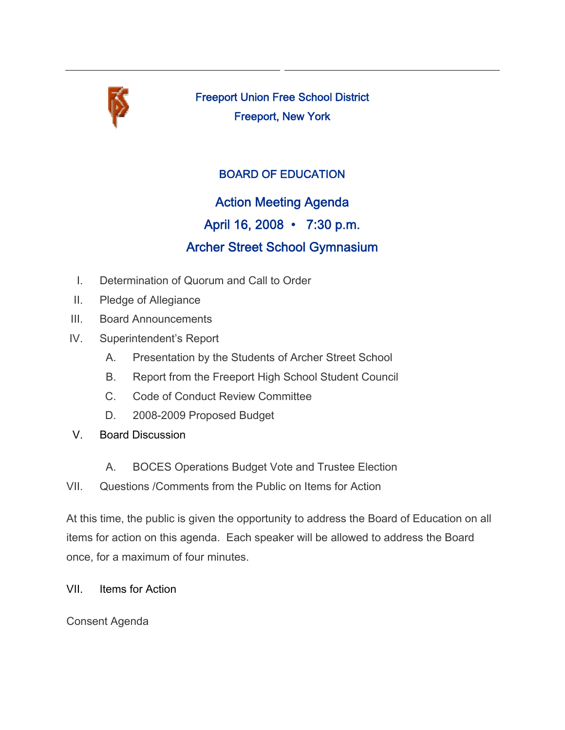# Freeport Union Free School District

Freeport, New York

## BOARD OF EDUCATION

## Action Meeting Agenda

## April 16, 2008 • 7:30 p.m.

## Archer Street School Gymnasium

I. Determination of Quorum and Call to Order

II. Pledge of Allegiance

III. Board Announcements

IV. Superintendent's Report

   A. Presentation by the Students of Archer Street School

   B. Report from the Freeport High School Student Council

   C. Code of Conduct Review Committee

   D. 2008-2009 Proposed Budget

V. Board Discussion

   A. BOCES Operations Budget Vote and Trustee Election

VII. Questions /Comments from the Public on Items for Action

At this time, the public is given the opportunity to address the Board of Education on all items for action on this agenda. Each speaker will be allowed to address the Board once, for a maximum of four minutes.

VII. Items for Action

Consent Agenda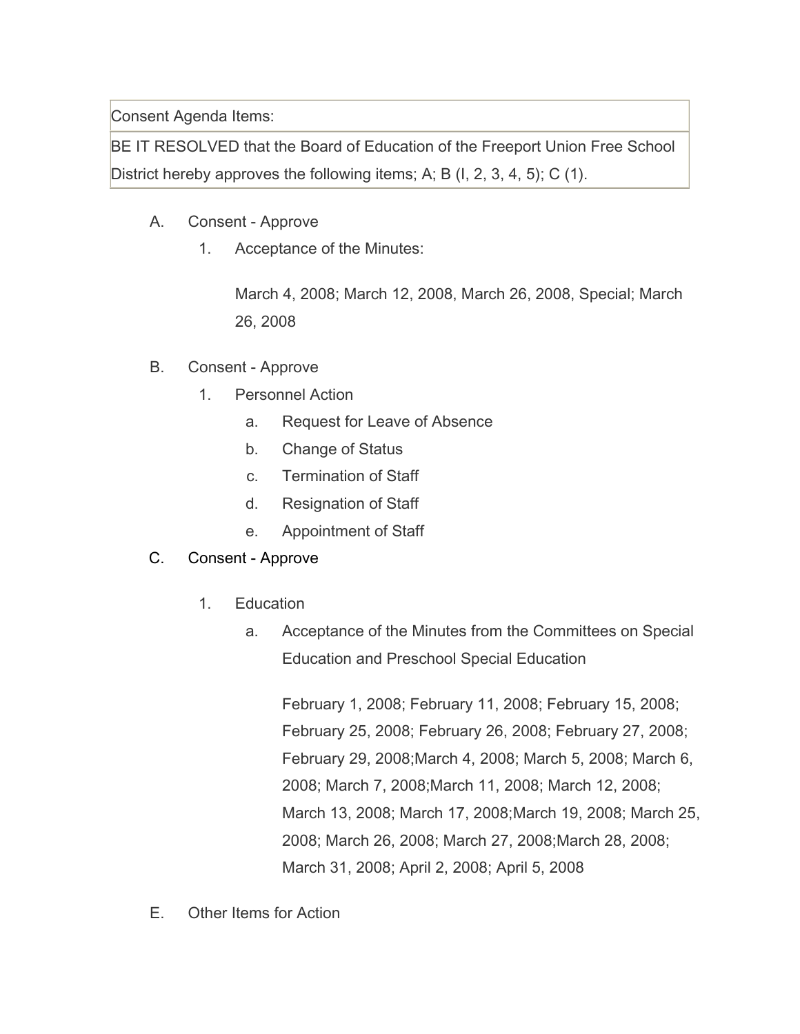| Consent Agenda Items: |
| --- |
| BE IT RESOLVED that the Board of Education of the Freeport Union Free School District hereby approves the following items; A; B (I, 2, 3, 4, 5); C (1). |

A. Consent - Approve

1. Acceptance of the Minutes:

   March 4, 2008; March 12, 2008, March 26, 2008, Special; March 26, 2008

B. Consent - Approve

1. Personnel Action
   a. Request for Leave of Absence
   b. Change of Status
   c. Termination of Staff
   d. Resignation of Staff
   e. Appointment of Staff

C. Consent - Approve

1. Education
   a. Acceptance of the Minutes from the Committees on Special Education and Preschool Special Education

      February 1, 2008; February 11, 2008; February 15, 2008; February 25, 2008; February 26, 2008; February 27, 2008; February 29, 2008;March 4, 2008; March 5, 2008; March 6, 2008; March 7, 2008;March 11, 2008; March 12, 2008; March 13, 2008; March 17, 2008;March 19, 2008; March 25, 2008; March 26, 2008; March 27, 2008;March 28, 2008; March 31, 2008; April 2, 2008; April 5, 2008

E. Other Items for Action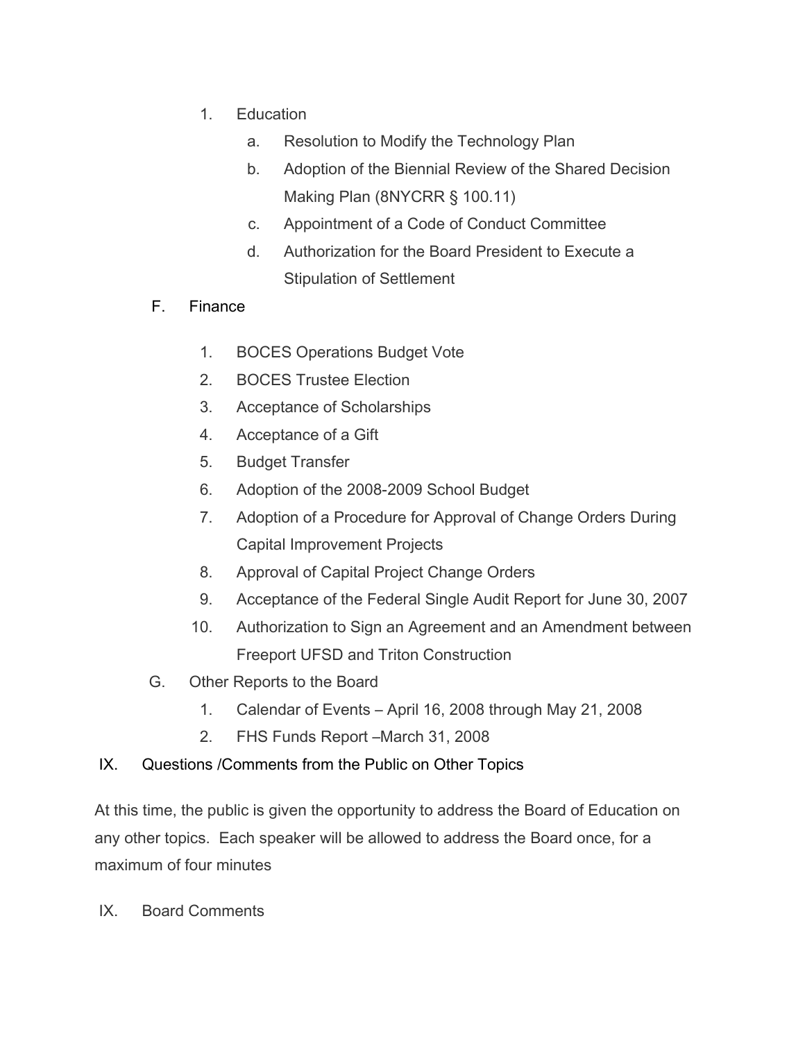1. Education
   a. Resolution to Modify the Technology Plan
   b. Adoption of the Biennial Review of the Shared Decision Making Plan (8NYCRR § 100.11)
   c. Appointment of a Code of Conduct Committee
   d. Authorization for the Board President to Execute a Stipulation of Settlement

F. Finance

1. BOCES Operations Budget Vote
2. BOCES Trustee Election
3. Acceptance of Scholarships
4. Acceptance of a Gift
5. Budget Transfer
6. Adoption of the 2008-2009 School Budget
7. Adoption of a Procedure for Approval of Change Orders During Capital Improvement Projects
8. Approval of Capital Project Change Orders
9. Acceptance of the Federal Single Audit Report for June 30, 2007
10. Authorization to Sign an Agreement and an Amendment between Freeport UFSD and Triton Construction

G. Other Reports to the Board

1. Calendar of Events – April 16, 2008 through May 21, 2008
2. FHS Funds Report –March 31, 2008

IX. Questions /Comments from the Public on Other Topics

At this time, the public is given the opportunity to address the Board of Education on any other topics. Each speaker will be allowed to address the Board once, for a maximum of four minutes

IX. Board Comments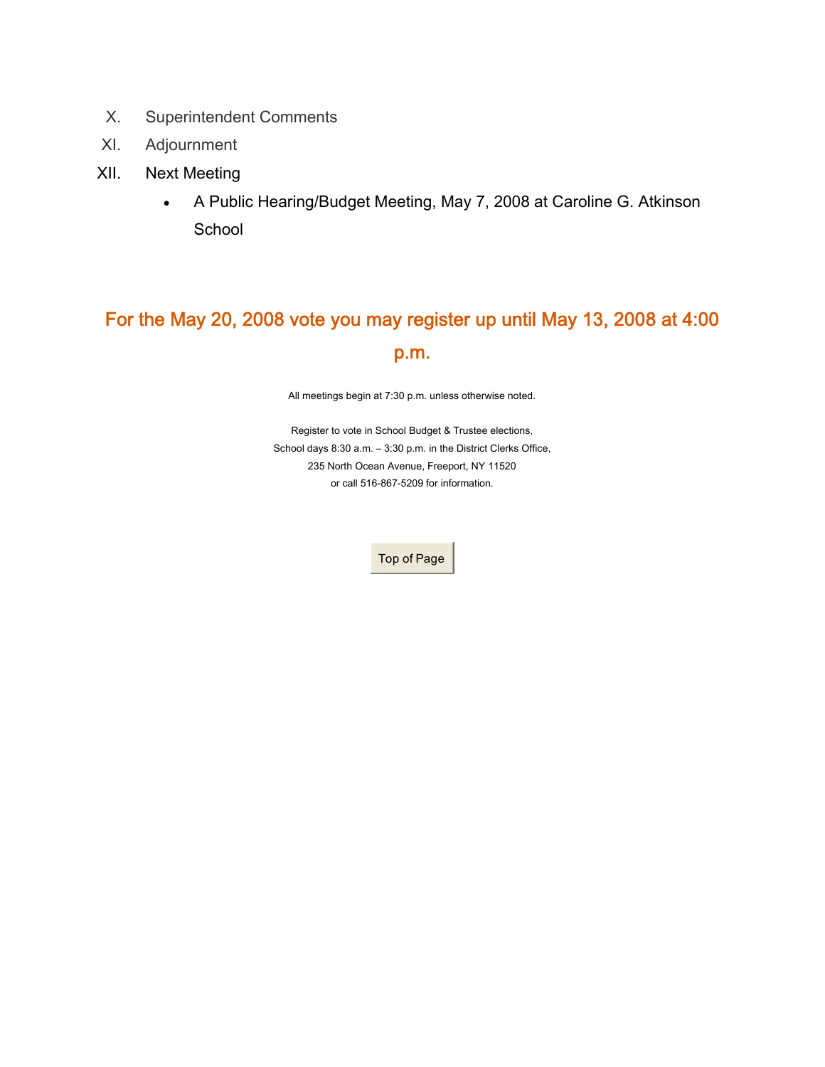X. Superintendent Comments

XI. Adjournment

XII. Next Meeting

- A Public Hearing/Budget Meeting, May 7, 2008 at Caroline G. Atkinson School

## For the May 20, 2008 vote you may register up until May 13, 2008 at 4:00 p.m.

All meetings begin at 7:30 p.m. unless otherwise noted.

Register to vote in School Budget & Trustee elections,
School days 8:30 a.m. – 3:30 p.m. in the District Clerks Office,
235 North Ocean Avenue, Freeport, NY 11520
or call 516-867-5209 for information.

Top of Page